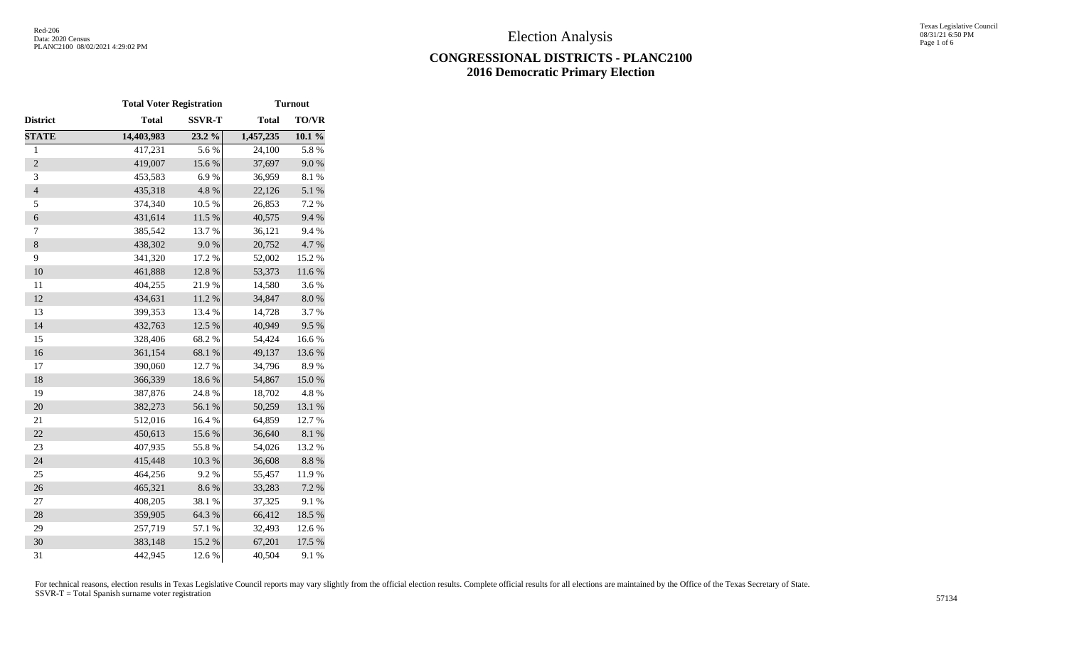# Election Analysis

## CONGRESSIONAL DISTRICTS - PLANC2100
## 2016 Democratic Primary Election

| | Total Voter Registration | | Turnout | |
|---|---|---|---|---|
| **District** | **Total** | **SSVR-T** | **Total** | **TO/VR** |
| **STATE** | **14,403,983** | **23.2 %** | **1,457,235** | **10.1 %** |
| 1 | 417,231 | 5.6 % | 24,100 | 5.8 % |
| 2 | 419,007 | 15.6 % | 37,697 | 9.0 % |
| 3 | 453,583 | 6.9 % | 36,959 | 8.1 % |
| 4 | 435,318 | 4.8 % | 22,126 | 5.1 % |
| 5 | 374,340 | 10.5 % | 26,853 | 7.2 % |
| 6 | 431,614 | 11.5 % | 40,575 | 9.4 % |
| 7 | 385,542 | 13.7 % | 36,121 | 9.4 % |
| 8 | 438,302 | 9.0 % | 20,752 | 4.7 % |
| 9 | 341,320 | 17.2 % | 52,002 | 15.2 % |
| 10 | 461,888 | 12.8 % | 53,373 | 11.6 % |
| 11 | 404,255 | 21.9 % | 14,580 | 3.6 % |
| 12 | 434,631 | 11.2 % | 34,847 | 8.0 % |
| 13 | 399,353 | 13.4 % | 14,728 | 3.7 % |
| 14 | 432,763 | 12.5 % | 40,949 | 9.5 % |
| 15 | 328,406 | 68.2 % | 54,424 | 16.6 % |
| 16 | 361,154 | 68.1 % | 49,137 | 13.6 % |
| 17 | 390,060 | 12.7 % | 34,796 | 8.9 % |
| 18 | 366,339 | 18.6 % | 54,867 | 15.0 % |
| 19 | 387,876 | 24.8 % | 18,702 | 4.8 % |
| 20 | 382,273 | 56.1 % | 50,259 | 13.1 % |
| 21 | 512,016 | 16.4 % | 64,859 | 12.7 % |
| 22 | 450,613 | 15.6 % | 36,640 | 8.1 % |
| 23 | 407,935 | 55.8 % | 54,026 | 13.2 % |
| 24 | 415,448 | 10.3 % | 36,608 | 8.8 % |
| 25 | 464,256 | 9.2 % | 55,457 | 11.9 % |
| 26 | 465,321 | 8.6 % | 33,283 | 7.2 % |
| 27 | 408,205 | 38.1 % | 37,325 | 9.1 % |
| 28 | 359,905 | 64.3 % | 66,412 | 18.5 % |
| 29 | 257,719 | 57.1 % | 32,493 | 12.6 % |
| 30 | 383,148 | 15.2 % | 67,201 | 17.5 % |
| 31 | 442,945 | 12.6 % | 40,504 | 9.1 % |

For technical reasons, election results in Texas Legislative Council reports may vary slightly from the official election results. Complete official results for all elections are maintained by the Office of the Texas Secretary of State.
SSVR-T = Total Spanish surname voter registration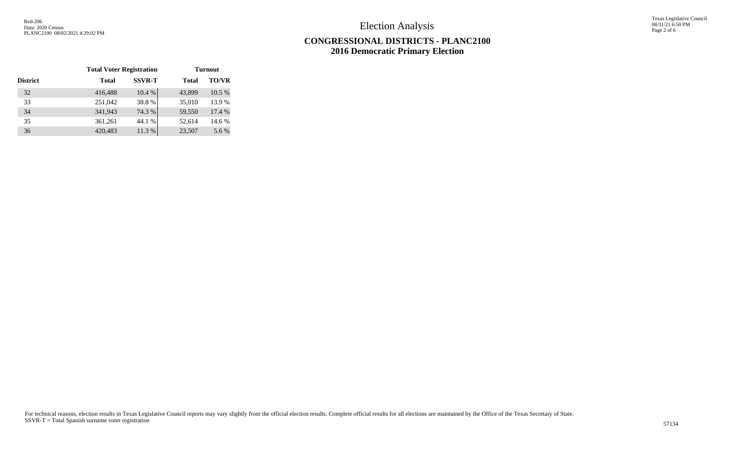# Election Analysis

## CONGRESSIONAL DISTRICTS - PLANC2100
## 2016 Democratic Primary Election

| | Total Voter Registration | | Turnout | |
|---|---|---|---|---|
| District | Total | SSVR-T | Total | TO/VR |
| 32 | 416,488 | 10.4 % | 43,899 | 10.5 % |
| 33 | 251,042 | 38.8 % | 35,010 | 13.9 % |
| 34 | 341,943 | 74.3 % | 59,550 | 17.4 % |
| 35 | 361,261 | 44.1 % | 52,614 | 14.6 % |
| 36 | 420,483 | 11.3 % | 23,507 | 5.6 % |

For technical reasons, election results in Texas Legislative Council reports may vary slightly from the official election results. Complete official results for all elections are maintained by the Office of the Texas Secretary of State.
SSVR-T = Total Spanish surname voter registration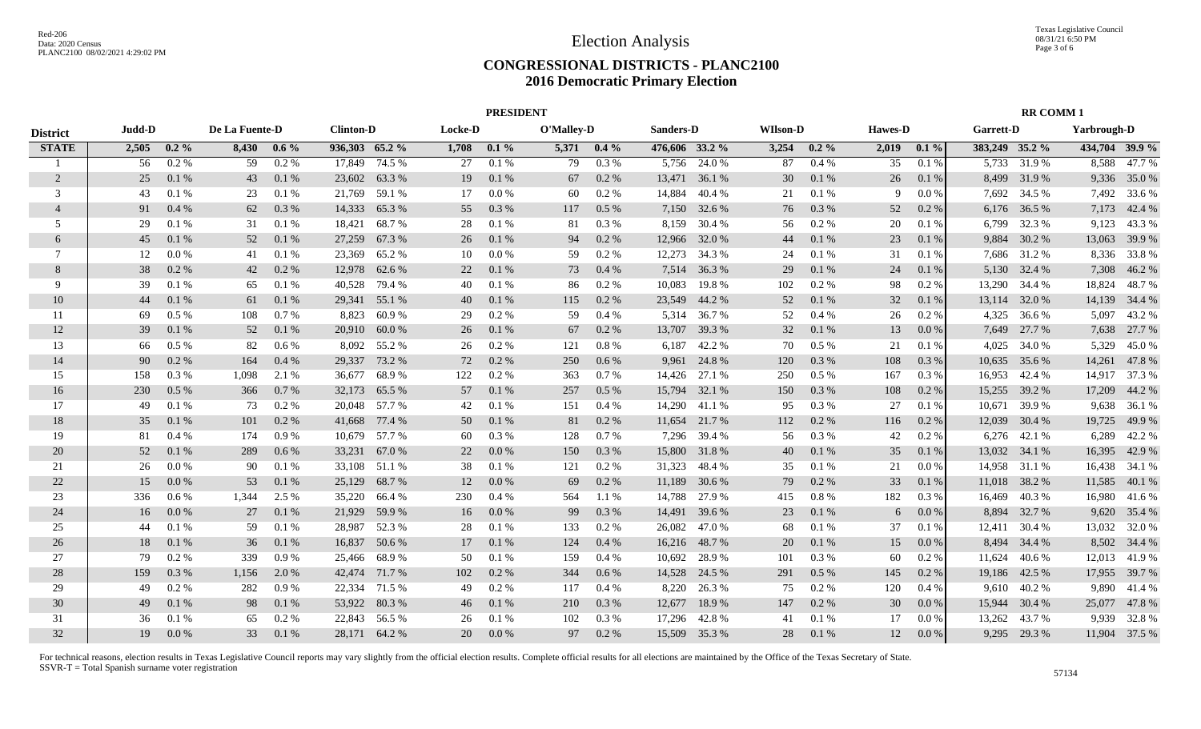Red-206
Data: 2020 Census
PLANC2100 08/02/2021 4:29:02 PM

# Election Analysis

## CONGRESSIONAL DISTRICTS - PLANC2100
## 2016 Democratic Primary Election

| | PRESIDENT | | | | | | | | | | | | | | | | RR COMM 1 | | | |
|---|---|---|---|---|---|---|---|---|---|---|---|---|---|---|---|---|---|---|---|---|
| District | Judd-D | | De La Fuente-D | | Clinton-D | | Locke-D | | O'Malley-D | | Sanders-D | | WIlson-D | | Hawes-D | | Garrett-D | | Yarbrough-D | |
| STATE | 2,505 | 0.2 % | 8,430 | 0.6 % | 936,303 | 65.2 % | 1,708 | 0.1 % | 5,371 | 0.4 % | 476,606 | 33.2 % | 3,254 | 0.2 % | 2,019 | 0.1 % | 383,249 | 35.2 % | 434,704 | 39.9 % |
| 1 | 56 | 0.2 % | 59 | 0.2 % | 17,849 | 74.5 % | 27 | 0.1 % | 79 | 0.3 % | 5,756 | 24.0 % | 87 | 0.4 % | 35 | 0.1 % | 5,733 | 31.9 % | 8,588 | 47.7 % |
| 2 | 25 | 0.1 % | 43 | 0.1 % | 23,602 | 63.3 % | 19 | 0.1 % | 67 | 0.2 % | 13,471 | 36.1 % | 30 | 0.1 % | 26 | 0.1 % | 8,499 | 31.9 % | 9,336 | 35.0 % |
| 3 | 43 | 0.1 % | 23 | 0.1 % | 21,769 | 59.1 % | 17 | 0.0 % | 60 | 0.2 % | 14,884 | 40.4 % | 21 | 0.1 % | 9 | 0.0 % | 7,692 | 34.5 % | 7,492 | 33.6 % |
| 4 | 91 | 0.4 % | 62 | 0.3 % | 14,333 | 65.3 % | 55 | 0.3 % | 117 | 0.5 % | 7,150 | 32.6 % | 76 | 0.3 % | 52 | 0.2 % | 6,176 | 36.5 % | 7,173 | 42.4 % |
| 5 | 29 | 0.1 % | 31 | 0.1 % | 18,421 | 68.7 % | 28 | 0.1 % | 81 | 0.3 % | 8,159 | 30.4 % | 56 | 0.2 % | 20 | 0.1 % | 6,799 | 32.3 % | 9,123 | 43.3 % |
| 6 | 45 | 0.1 % | 52 | 0.1 % | 27,259 | 67.3 % | 26 | 0.1 % | 94 | 0.2 % | 12,966 | 32.0 % | 44 | 0.1 % | 23 | 0.1 % | 9,884 | 30.2 % | 13,063 | 39.9 % |
| 7 | 12 | 0.0 % | 41 | 0.1 % | 23,369 | 65.2 % | 10 | 0.0 % | 59 | 0.2 % | 12,273 | 34.3 % | 24 | 0.1 % | 31 | 0.1 % | 7,686 | 31.2 % | 8,336 | 33.8 % |
| 8 | 38 | 0.2 % | 42 | 0.2 % | 12,978 | 62.6 % | 22 | 0.1 % | 73 | 0.4 % | 7,514 | 36.3 % | 29 | 0.1 % | 24 | 0.1 % | 5,130 | 32.4 % | 7,308 | 46.2 % |
| 9 | 39 | 0.1 % | 65 | 0.1 % | 40,528 | 79.4 % | 40 | 0.1 % | 86 | 0.2 % | 10,083 | 19.8 % | 102 | 0.2 % | 98 | 0.2 % | 13,290 | 34.4 % | 18,824 | 48.7 % |
| 10 | 44 | 0.1 % | 61 | 0.1 % | 29,341 | 55.1 % | 40 | 0.1 % | 115 | 0.2 % | 23,549 | 44.2 % | 52 | 0.1 % | 32 | 0.1 % | 13,114 | 32.0 % | 14,139 | 34.4 % |
| 11 | 69 | 0.5 % | 108 | 0.7 % | 8,823 | 60.9 % | 29 | 0.2 % | 59 | 0.4 % | 5,314 | 36.7 % | 52 | 0.4 % | 26 | 0.2 % | 4,325 | 36.6 % | 5,097 | 43.2 % |
| 12 | 39 | 0.1 % | 52 | 0.1 % | 20,910 | 60.0 % | 26 | 0.1 % | 67 | 0.2 % | 13,707 | 39.3 % | 32 | 0.1 % | 13 | 0.0 % | 7,649 | 27.7 % | 7,638 | 27.7 % |
| 13 | 66 | 0.5 % | 82 | 0.6 % | 8,092 | 55.2 % | 26 | 0.2 % | 121 | 0.8 % | 6,187 | 42.2 % | 70 | 0.5 % | 21 | 0.1 % | 4,025 | 34.0 % | 5,329 | 45.0 % |
| 14 | 90 | 0.2 % | 164 | 0.4 % | 29,337 | 73.2 % | 72 | 0.2 % | 250 | 0.6 % | 9,961 | 24.8 % | 120 | 0.3 % | 108 | 0.3 % | 10,635 | 35.6 % | 14,261 | 47.8 % |
| 15 | 158 | 0.3 % | 1,098 | 2.1 % | 36,677 | 68.9 % | 122 | 0.2 % | 363 | 0.7 % | 14,426 | 27.1 % | 250 | 0.5 % | 167 | 0.3 % | 16,953 | 42.4 % | 14,917 | 37.3 % |
| 16 | 230 | 0.5 % | 366 | 0.7 % | 32,173 | 65.5 % | 57 | 0.1 % | 257 | 0.5 % | 15,794 | 32.1 % | 150 | 0.3 % | 108 | 0.2 % | 15,255 | 39.2 % | 17,209 | 44.2 % |
| 17 | 49 | 0.1 % | 73 | 0.2 % | 20,048 | 57.7 % | 42 | 0.1 % | 151 | 0.4 % | 14,290 | 41.1 % | 95 | 0.3 % | 27 | 0.1 % | 10,671 | 39.9 % | 9,638 | 36.1 % |
| 18 | 35 | 0.1 % | 101 | 0.2 % | 41,668 | 77.4 % | 50 | 0.1 % | 81 | 0.2 % | 11,654 | 21.7 % | 112 | 0.2 % | 116 | 0.2 % | 12,039 | 30.4 % | 19,725 | 49.9 % |
| 19 | 81 | 0.4 % | 174 | 0.9 % | 10,679 | 57.7 % | 60 | 0.3 % | 128 | 0.7 % | 7,296 | 39.4 % | 56 | 0.3 % | 42 | 0.2 % | 6,276 | 42.1 % | 6,289 | 42.2 % |
| 20 | 52 | 0.1 % | 289 | 0.6 % | 33,231 | 67.0 % | 22 | 0.0 % | 150 | 0.3 % | 15,800 | 31.8 % | 40 | 0.1 % | 35 | 0.1 % | 13,032 | 34.1 % | 16,395 | 42.9 % |
| 21 | 26 | 0.0 % | 90 | 0.1 % | 33,108 | 51.1 % | 38 | 0.1 % | 121 | 0.2 % | 31,323 | 48.4 % | 35 | 0.1 % | 21 | 0.0 % | 14,958 | 31.1 % | 16,438 | 34.1 % |
| 22 | 15 | 0.0 % | 53 | 0.1 % | 25,129 | 68.7 % | 12 | 0.0 % | 69 | 0.2 % | 11,189 | 30.6 % | 79 | 0.2 % | 33 | 0.1 % | 11,018 | 38.2 % | 11,585 | 40.1 % |
| 23 | 336 | 0.6 % | 1,344 | 2.5 % | 35,220 | 66.4 % | 230 | 0.4 % | 564 | 1.1 % | 14,788 | 27.9 % | 415 | 0.8 % | 182 | 0.3 % | 16,469 | 40.3 % | 16,980 | 41.6 % |
| 24 | 16 | 0.0 % | 27 | 0.1 % | 21,929 | 59.9 % | 16 | 0.0 % | 99 | 0.3 % | 14,491 | 39.6 % | 23 | 0.1 % | 6 | 0.0 % | 8,894 | 32.7 % | 9,620 | 35.4 % |
| 25 | 44 | 0.1 % | 59 | 0.1 % | 28,987 | 52.3 % | 28 | 0.1 % | 133 | 0.2 % | 26,082 | 47.0 % | 68 | 0.1 % | 37 | 0.1 % | 12,411 | 30.4 % | 13,032 | 32.0 % |
| 26 | 18 | 0.1 % | 36 | 0.1 % | 16,837 | 50.6 % | 17 | 0.1 % | 124 | 0.4 % | 16,216 | 48.7 % | 20 | 0.1 % | 15 | 0.0 % | 8,494 | 34.4 % | 8,502 | 34.4 % |
| 27 | 79 | 0.2 % | 339 | 0.9 % | 25,466 | 68.9 % | 50 | 0.1 % | 159 | 0.4 % | 10,692 | 28.9 % | 101 | 0.3 % | 60 | 0.2 % | 11,624 | 40.6 % | 12,013 | 41.9 % |
| 28 | 159 | 0.3 % | 1,156 | 2.0 % | 42,474 | 71.7 % | 102 | 0.2 % | 344 | 0.6 % | 14,528 | 24.5 % | 291 | 0.5 % | 145 | 0.2 % | 19,186 | 42.5 % | 17,955 | 39.7 % |
| 29 | 49 | 0.2 % | 282 | 0.9 % | 22,334 | 71.5 % | 49 | 0.2 % | 117 | 0.4 % | 8,220 | 26.3 % | 75 | 0.2 % | 120 | 0.4 % | 9,610 | 40.2 % | 9,890 | 41.4 % |
| 30 | 49 | 0.1 % | 98 | 0.1 % | 53,922 | 80.3 % | 46 | 0.1 % | 210 | 0.3 % | 12,677 | 18.9 % | 147 | 0.2 % | 30 | 0.0 % | 15,944 | 30.4 % | 25,077 | 47.8 % |
| 31 | 36 | 0.1 % | 65 | 0.2 % | 22,843 | 56.5 % | 26 | 0.1 % | 102 | 0.3 % | 17,296 | 42.8 % | 41 | 0.1 % | 17 | 0.0 % | 13,262 | 43.7 % | 9,939 | 32.8 % |
| 32 | 19 | 0.0 % | 33 | 0.1 % | 28,171 | 64.2 % | 20 | 0.0 % | 97 | 0.2 % | 15,509 | 35.3 % | 28 | 0.1 % | 12 | 0.0 % | 9,295 | 29.3 % | 11,904 | 37.5 % |

For technical reasons, election results in Texas Legislative Council reports may vary slightly from the official election results. Complete official results for all elections are maintained by the Office of the Texas Secretary of State.
SSVR-T = Total Spanish surname voter registration

57134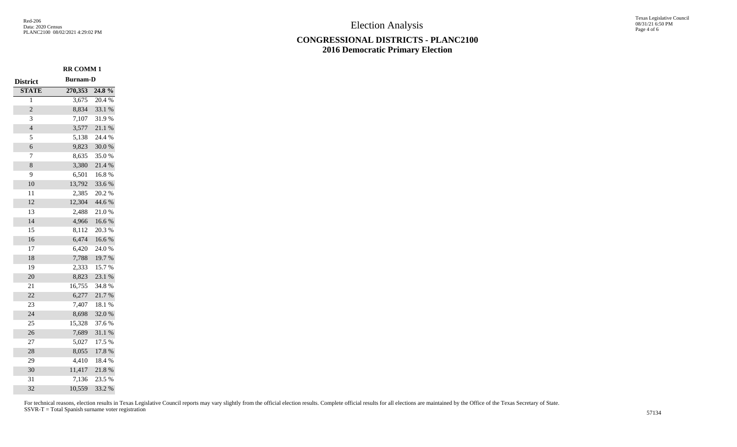Election Analysis

## CONGRESSIONAL DISTRICTS - PLANC2100
## 2016 Democratic Primary Election

| District | RR COMM 1 Burnam-D | |
|---|---|---|
| STATE | 270,353 | 24.8 % |
| 1 | 3,675 | 20.4 % |
| 2 | 8,834 | 33.1 % |
| 3 | 7,107 | 31.9 % |
| 4 | 3,577 | 21.1 % |
| 5 | 5,138 | 24.4 % |
| 6 | 9,823 | 30.0 % |
| 7 | 8,635 | 35.0 % |
| 8 | 3,380 | 21.4 % |
| 9 | 6,501 | 16.8 % |
| 10 | 13,792 | 33.6 % |
| 11 | 2,385 | 20.2 % |
| 12 | 12,304 | 44.6 % |
| 13 | 2,488 | 21.0 % |
| 14 | 4,966 | 16.6 % |
| 15 | 8,112 | 20.3 % |
| 16 | 6,474 | 16.6 % |
| 17 | 6,420 | 24.0 % |
| 18 | 7,788 | 19.7 % |
| 19 | 2,333 | 15.7 % |
| 20 | 8,823 | 23.1 % |
| 21 | 16,755 | 34.8 % |
| 22 | 6,277 | 21.7 % |
| 23 | 7,407 | 18.1 % |
| 24 | 8,698 | 32.0 % |
| 25 | 15,328 | 37.6 % |
| 26 | 7,689 | 31.1 % |
| 27 | 5,027 | 17.5 % |
| 28 | 8,055 | 17.8 % |
| 29 | 4,410 | 18.4 % |
| 30 | 11,417 | 21.8 % |
| 31 | 7,136 | 23.5 % |
| 32 | 10,559 | 33.2 % |

For technical reasons, election results in Texas Legislative Council reports may vary slightly from the official election results. Complete official results for all elections are maintained by the Office of the Texas Secretary of State.
SSVR-T = Total Spanish surname voter registration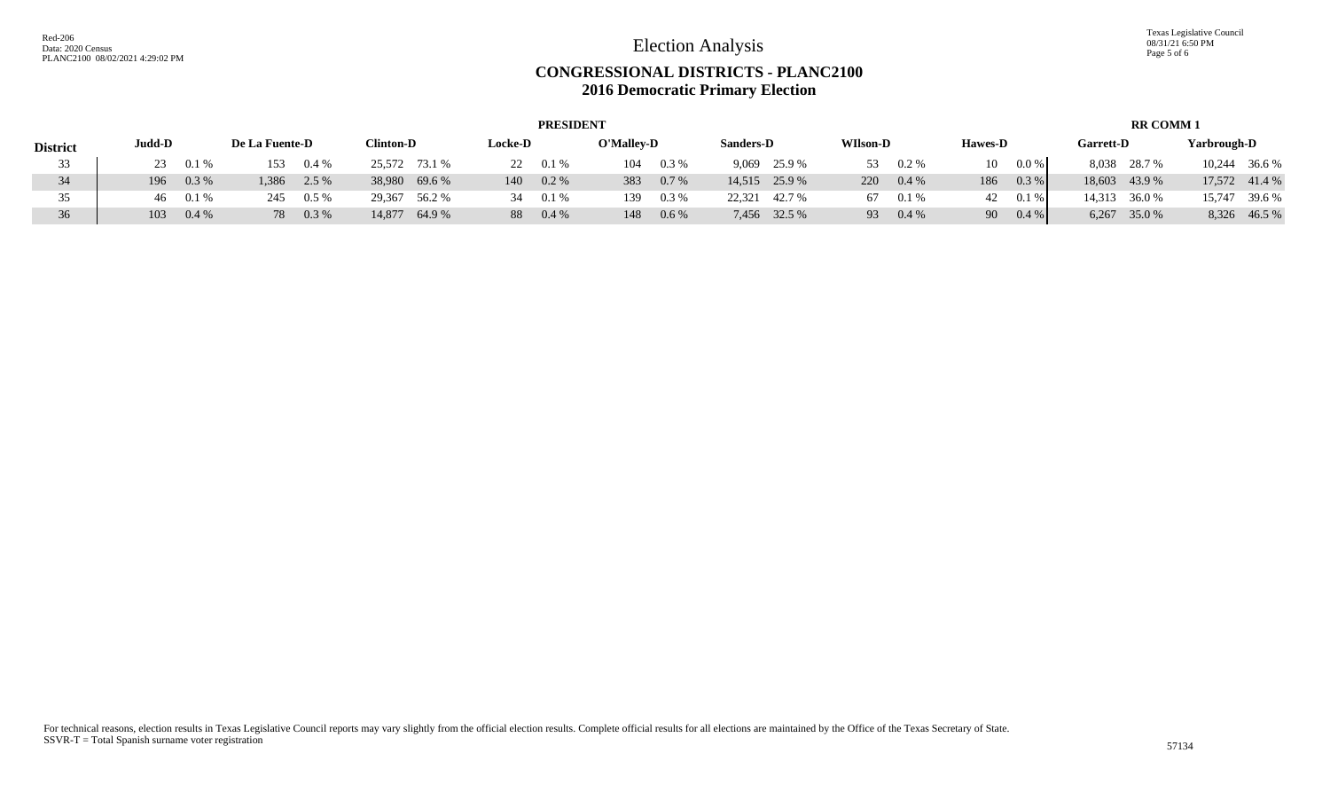# Election Analysis

## CONGRESSIONAL DISTRICTS - PLANC2100
## 2016 Democratic Primary Election

| | PRESIDENT | | | | | | | | | | | | | | | | RR COMM 1 | | | |
|---|---|---|---|---|---|---|---|---|---|---|---|---|---|---|---|---|---|---|---|---|
| District | Judd-D | | De La Fuente-D | | Clinton-D | | Locke-D | | O'Malley-D | | Sanders-D | | WIlson-D | | Hawes-D | | Garrett-D | | Yarbrough-D | |
| 33 | 23 | 0.1 % | 153 | 0.4 % | 25,572 | 73.1 % | 22 | 0.1 % | 104 | 0.3 % | 9,069 | 25.9 % | 53 | 0.2 % | 10 | 0.0 % | 8,038 | 28.7 % | 10,244 | 36.6 % |
| 34 | 196 | 0.3 % | 1,386 | 2.5 % | 38,980 | 69.6 % | 140 | 0.2 % | 383 | 0.7 % | 14,515 | 25.9 % | 220 | 0.4 % | 186 | 0.3 % | 18,603 | 43.9 % | 17,572 | 41.4 % |
| 35 | 46 | 0.1 % | 245 | 0.5 % | 29,367 | 56.2 % | 34 | 0.1 % | 139 | 0.3 % | 22,321 | 42.7 % | 67 | 0.1 % | 42 | 0.1 % | 14,313 | 36.0 % | 15,747 | 39.6 % |
| 36 | 103 | 0.4 % | 78 | 0.3 % | 14,877 | 64.9 % | 88 | 0.4 % | 148 | 0.6 % | 7,456 | 32.5 % | 93 | 0.4 % | 90 | 0.4 % | 6,267 | 35.0 % | 8,326 | 46.5 % |

For technical reasons, election results in Texas Legislative Council reports may vary slightly from the official election results. Complete official results for all elections are maintained by the Office of the Texas Secretary of State.
SSVR-T = Total Spanish surname voter registration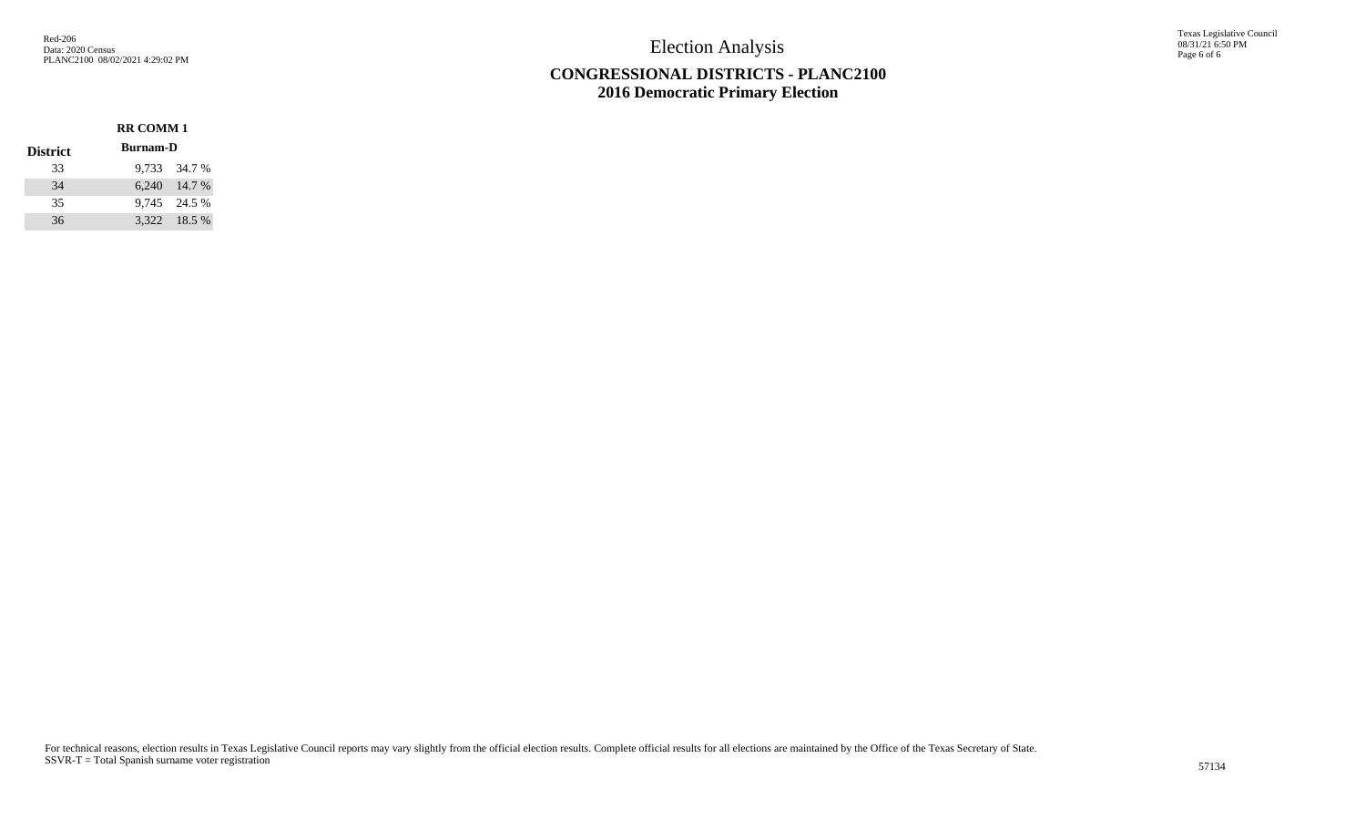# Election Analysis

## CONGRESSIONAL DISTRICTS - PLANC2100
## 2016 Democratic Primary Election

| | RR COMM 1 | |
|---|---|---|
| District | Burnam-D | |
| 33 | 9,733 | 34.7 % |
| 34 | 6,240 | 14.7 % |
| 35 | 9,745 | 24.5 % |
| 36 | 3,322 | 18.5 % |

For technical reasons, election results in Texas Legislative Council reports may vary slightly from the official election results. Complete official results for all elections are maintained by the Office of the Texas Secretary of State.
SSVR-T = Total Spanish surname voter registration